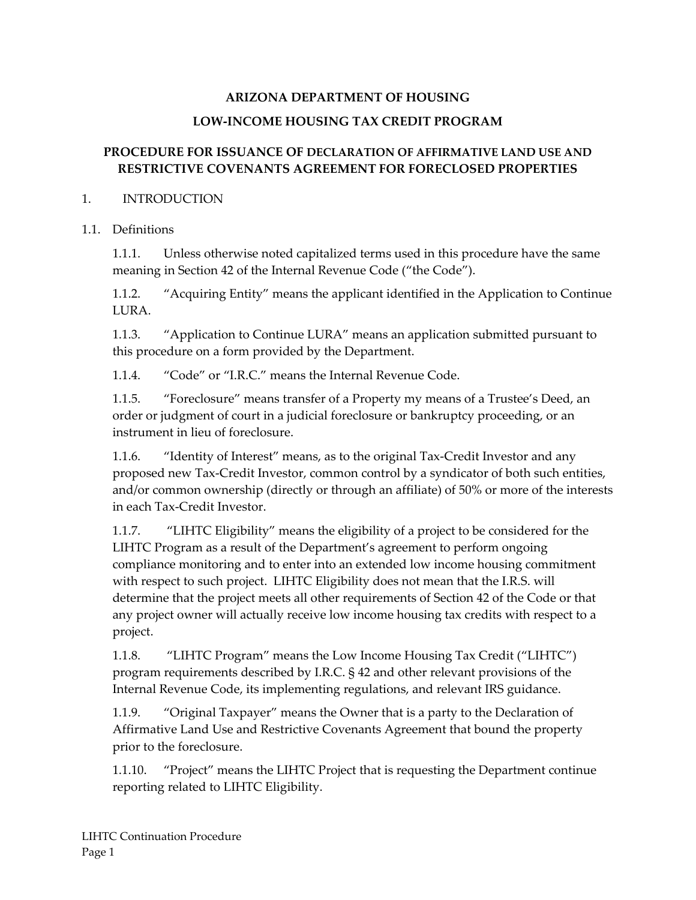# ARIZONA DEPARTMENT OF HOUSING

## LOW-INCOME HOUSING TAX CREDIT PROGRAM

## PROCEDURE FOR ISSUANCE OF DECLARATION OF AFFIRMATIVE LAND USE AND RESTRICTIVE COVENANTS AGREEMENT FOR FORECLOSED PROPERTIES

1. INTRODUCTION

1.1. Definitions

1.1.1. Unless otherwise noted capitalized terms used in this procedure have the same meaning in Section 42 of the Internal Revenue Code ("the Code").

1.1.2. "Acquiring Entity" means the applicant identified in the Application to Continue LURA.

1.1.3. "Application to Continue LURA" means an application submitted pursuant to this procedure on a form provided by the Department.

1.1.4. "Code" or "I.R.C." means the Internal Revenue Code.

1.1.5. "Foreclosure" means transfer of a Property my means of a Trustee's Deed, an order or judgment of court in a judicial foreclosure or bankruptcy proceeding, or an instrument in lieu of foreclosure.

1.1.6. "Identity of Interest" means, as to the original Tax-Credit Investor and any proposed new Tax-Credit Investor, common control by a syndicator of both such entities, and/or common ownership (directly or through an affiliate) of 50% or more of the interests in each Tax-Credit Investor.

1.1.7. "LIHTC Eligibility" means the eligibility of a project to be considered for the LIHTC Program as a result of the Department's agreement to perform ongoing compliance monitoring and to enter into an extended low income housing commitment with respect to such project. LIHTC Eligibility does not mean that the I.R.S. will determine that the project meets all other requirements of Section 42 of the Code or that any project owner will actually receive low income housing tax credits with respect to a project.

1.1.8. "LIHTC Program" means the Low Income Housing Tax Credit ("LIHTC") program requirements described by I.R.C. § 42 and other relevant provisions of the Internal Revenue Code, its implementing regulations, and relevant IRS guidance.

1.1.9. "Original Taxpayer" means the Owner that is a party to the Declaration of Affirmative Land Use and Restrictive Covenants Agreement that bound the property prior to the foreclosure.

1.1.10. "Project" means the LIHTC Project that is requesting the Department continue reporting related to LIHTC Eligibility.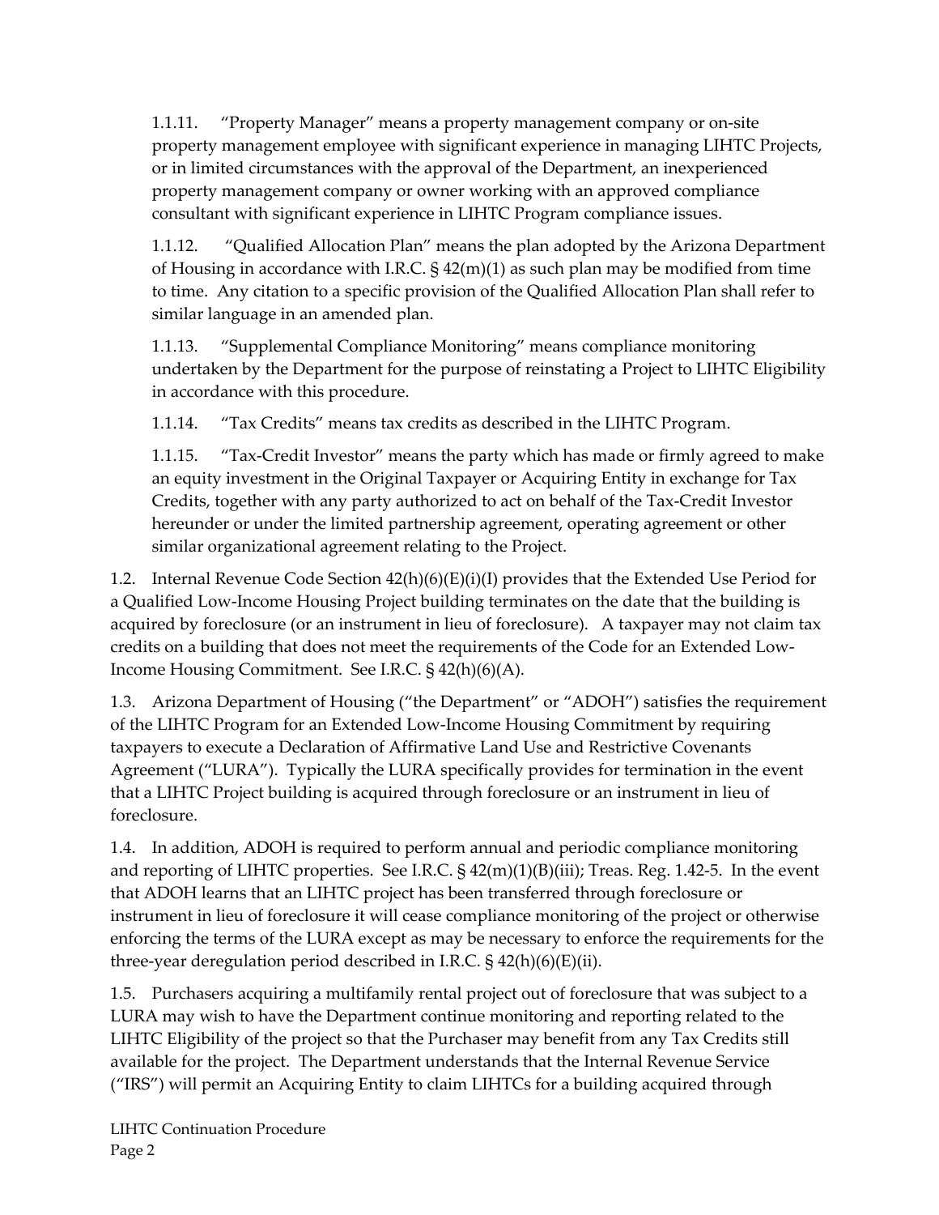1.1.11. "Property Manager" means a property management company or on-site property management employee with significant experience in managing LIHTC Projects, or in limited circumstances with the approval of the Department, an inexperienced property management company or owner working with an approved compliance consultant with significant experience in LIHTC Program compliance issues.

1.1.12. "Qualified Allocation Plan" means the plan adopted by the Arizona Department of Housing in accordance with I.R.C. § 42(m)(1) as such plan may be modified from time to time. Any citation to a specific provision of the Qualified Allocation Plan shall refer to similar language in an amended plan.

1.1.13. "Supplemental Compliance Monitoring" means compliance monitoring undertaken by the Department for the purpose of reinstating a Project to LIHTC Eligibility in accordance with this procedure.

1.1.14. "Tax Credits" means tax credits as described in the LIHTC Program.

1.1.15. "Tax-Credit Investor" means the party which has made or firmly agreed to make an equity investment in the Original Taxpayer or Acquiring Entity in exchange for Tax Credits, together with any party authorized to act on behalf of the Tax-Credit Investor hereunder or under the limited partnership agreement, operating agreement or other similar organizational agreement relating to the Project.

1.2. Internal Revenue Code Section 42(h)(6)(E)(i)(I) provides that the Extended Use Period for a Qualified Low-Income Housing Project building terminates on the date that the building is acquired by foreclosure (or an instrument in lieu of foreclosure). A taxpayer may not claim tax credits on a building that does not meet the requirements of the Code for an Extended Low-Income Housing Commitment. See I.R.C. § 42(h)(6)(A).

1.3. Arizona Department of Housing ("the Department" or "ADOH") satisfies the requirement of the LIHTC Program for an Extended Low-Income Housing Commitment by requiring taxpayers to execute a Declaration of Affirmative Land Use and Restrictive Covenants Agreement ("LURA"). Typically the LURA specifically provides for termination in the event that a LIHTC Project building is acquired through foreclosure or an instrument in lieu of foreclosure.

1.4. In addition, ADOH is required to perform annual and periodic compliance monitoring and reporting of LIHTC properties. See I.R.C. § 42(m)(1)(B)(iii); Treas. Reg. 1.42-5. In the event that ADOH learns that an LIHTC project has been transferred through foreclosure or instrument in lieu of foreclosure it will cease compliance monitoring of the project or otherwise enforcing the terms of the LURA except as may be necessary to enforce the requirements for the three-year deregulation period described in I.R.C. § 42(h)(6)(E)(ii).

1.5. Purchasers acquiring a multifamily rental project out of foreclosure that was subject to a LURA may wish to have the Department continue monitoring and reporting related to the LIHTC Eligibility of the project so that the Purchaser may benefit from any Tax Credits still available for the project. The Department understands that the Internal Revenue Service ("IRS") will permit an Acquiring Entity to claim LIHTCs for a building acquired through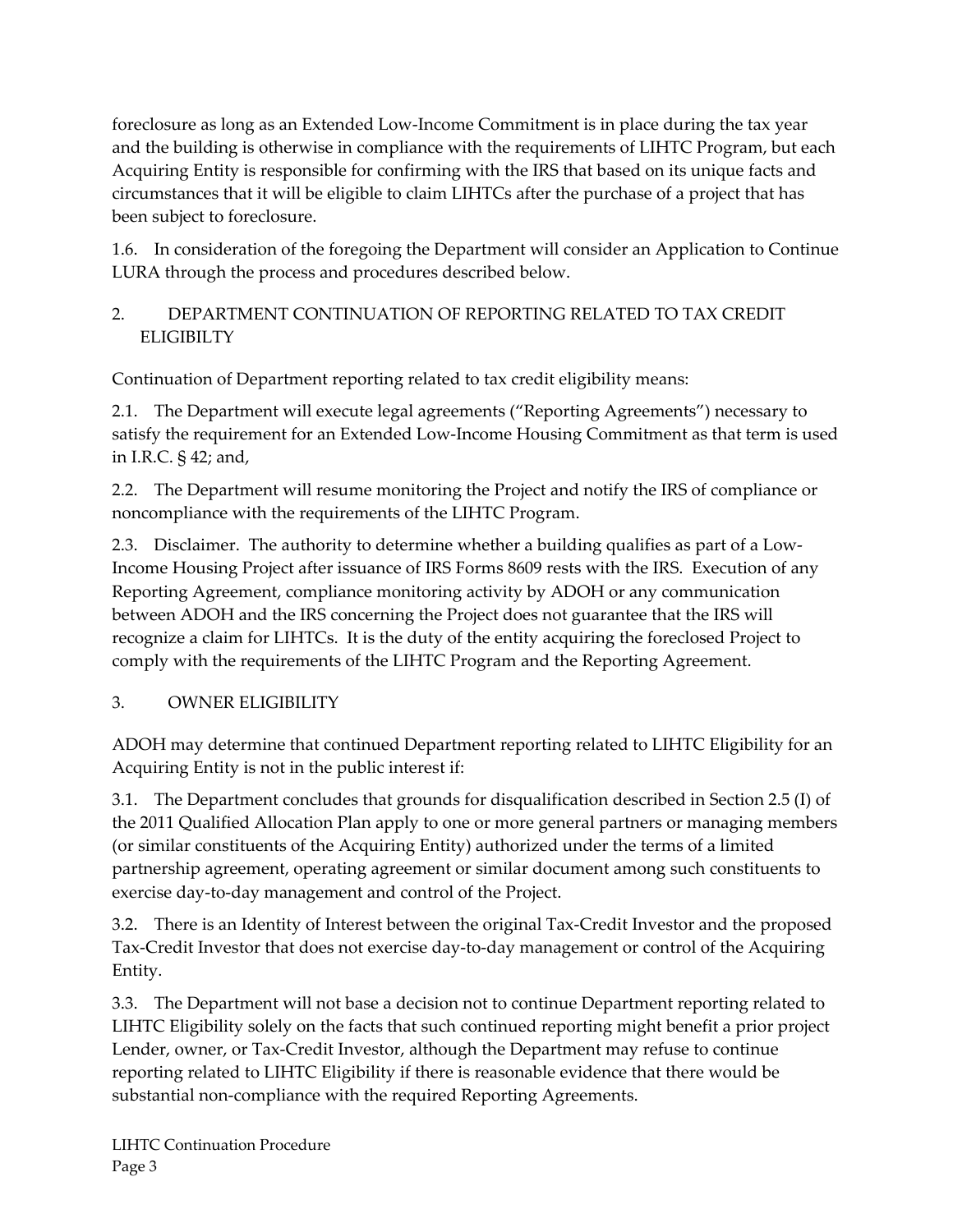foreclosure as long as an Extended Low-Income Commitment is in place during the tax year and the building is otherwise in compliance with the requirements of LIHTC Program, but each Acquiring Entity is responsible for confirming with the IRS that based on its unique facts and circumstances that it will be eligible to claim LIHTCs after the purchase of a project that has been subject to foreclosure.

1.6. In consideration of the foregoing the Department will consider an Application to Continue LURA through the process and procedures described below.

## 2. DEPARTMENT CONTINUATION OF REPORTING RELATED TO TAX CREDIT ELIGIBILTY

Continuation of Department reporting related to tax credit eligibility means:

2.1. The Department will execute legal agreements ("Reporting Agreements") necessary to satisfy the requirement for an Extended Low-Income Housing Commitment as that term is used in I.R.C. § 42; and,

2.2. The Department will resume monitoring the Project and notify the IRS of compliance or noncompliance with the requirements of the LIHTC Program.

2.3. Disclaimer. The authority to determine whether a building qualifies as part of a Low-Income Housing Project after issuance of IRS Forms 8609 rests with the IRS. Execution of any Reporting Agreement, compliance monitoring activity by ADOH or any communication between ADOH and the IRS concerning the Project does not guarantee that the IRS will recognize a claim for LIHTCs. It is the duty of the entity acquiring the foreclosed Project to comply with the requirements of the LIHTC Program and the Reporting Agreement.

## 3. OWNER ELIGIBILITY

ADOH may determine that continued Department reporting related to LIHTC Eligibility for an Acquiring Entity is not in the public interest if:

3.1. The Department concludes that grounds for disqualification described in Section 2.5 (I) of the 2011 Qualified Allocation Plan apply to one or more general partners or managing members (or similar constituents of the Acquiring Entity) authorized under the terms of a limited partnership agreement, operating agreement or similar document among such constituents to exercise day-to-day management and control of the Project.

3.2. There is an Identity of Interest between the original Tax-Credit Investor and the proposed Tax-Credit Investor that does not exercise day-to-day management or control of the Acquiring Entity.

3.3. The Department will not base a decision not to continue Department reporting related to LIHTC Eligibility solely on the facts that such continued reporting might benefit a prior project Lender, owner, or Tax-Credit Investor, although the Department may refuse to continue reporting related to LIHTC Eligibility if there is reasonable evidence that there would be substantial non-compliance with the required Reporting Agreements.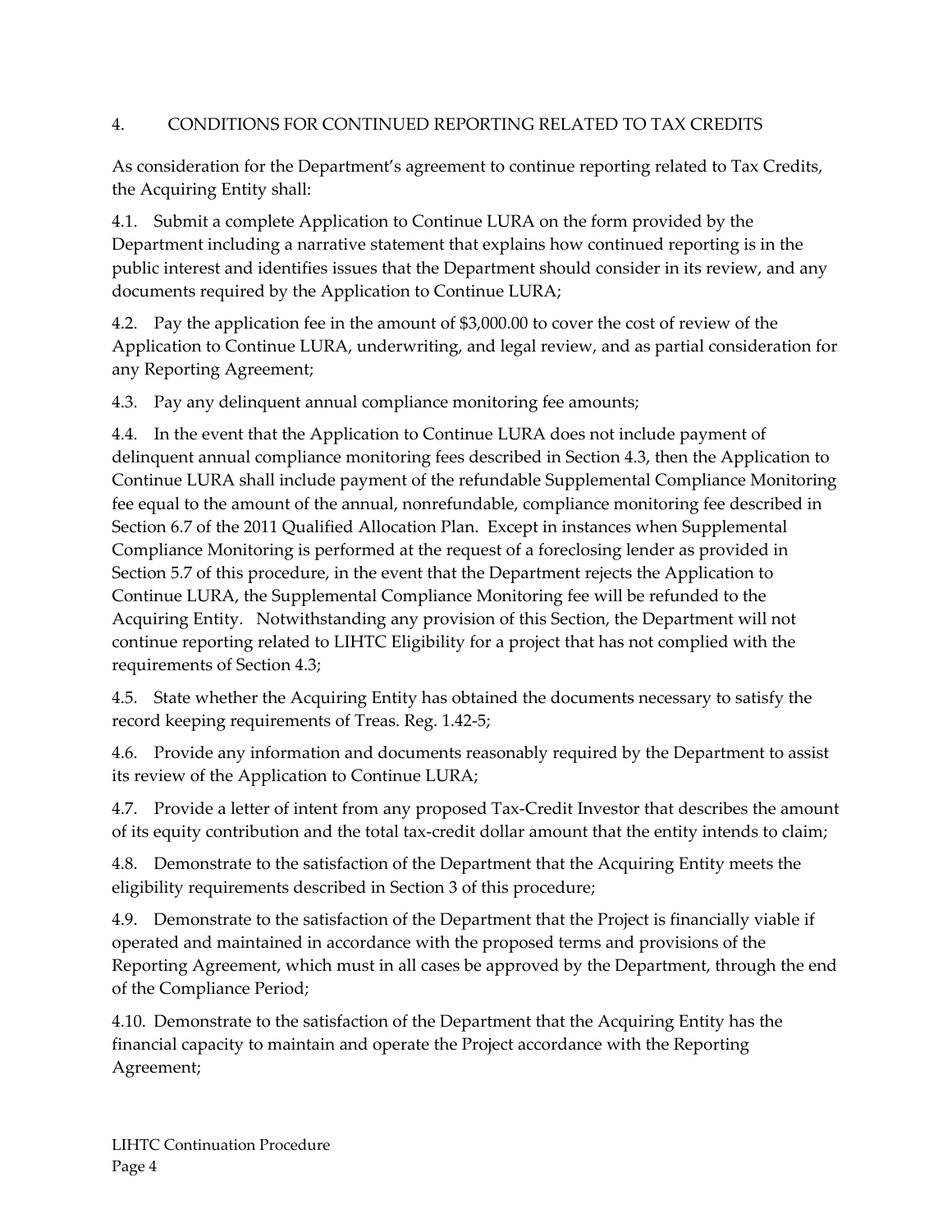## 4. CONDITIONS FOR CONTINUED REPORTING RELATED TO TAX CREDITS

As consideration for the Department's agreement to continue reporting related to Tax Credits, the Acquiring Entity shall:

4.1. Submit a complete Application to Continue LURA on the form provided by the Department including a narrative statement that explains how continued reporting is in the public interest and identifies issues that the Department should consider in its review, and any documents required by the Application to Continue LURA;

4.2. Pay the application fee in the amount of $3,000.00 to cover the cost of review of the Application to Continue LURA, underwriting, and legal review, and as partial consideration for any Reporting Agreement;

4.3. Pay any delinquent annual compliance monitoring fee amounts;

4.4. In the event that the Application to Continue LURA does not include payment of delinquent annual compliance monitoring fees described in Section 4.3, then the Application to Continue LURA shall include payment of the refundable Supplemental Compliance Monitoring fee equal to the amount of the annual, nonrefundable, compliance monitoring fee described in Section 6.7 of the 2011 Qualified Allocation Plan. Except in instances when Supplemental Compliance Monitoring is performed at the request of a foreclosing lender as provided in Section 5.7 of this procedure, in the event that the Department rejects the Application to Continue LURA, the Supplemental Compliance Monitoring fee will be refunded to the Acquiring Entity. Notwithstanding any provision of this Section, the Department will not continue reporting related to LIHTC Eligibility for a project that has not complied with the requirements of Section 4.3;

4.5. State whether the Acquiring Entity has obtained the documents necessary to satisfy the record keeping requirements of Treas. Reg. 1.42-5;

4.6. Provide any information and documents reasonably required by the Department to assist its review of the Application to Continue LURA;

4.7. Provide a letter of intent from any proposed Tax-Credit Investor that describes the amount of its equity contribution and the total tax-credit dollar amount that the entity intends to claim;

4.8. Demonstrate to the satisfaction of the Department that the Acquiring Entity meets the eligibility requirements described in Section 3 of this procedure;

4.9. Demonstrate to the satisfaction of the Department that the Project is financially viable if operated and maintained in accordance with the proposed terms and provisions of the Reporting Agreement, which must in all cases be approved by the Department, through the end of the Compliance Period;

4.10. Demonstrate to the satisfaction of the Department that the Acquiring Entity has the financial capacity to maintain and operate the Project accordance with the Reporting Agreement;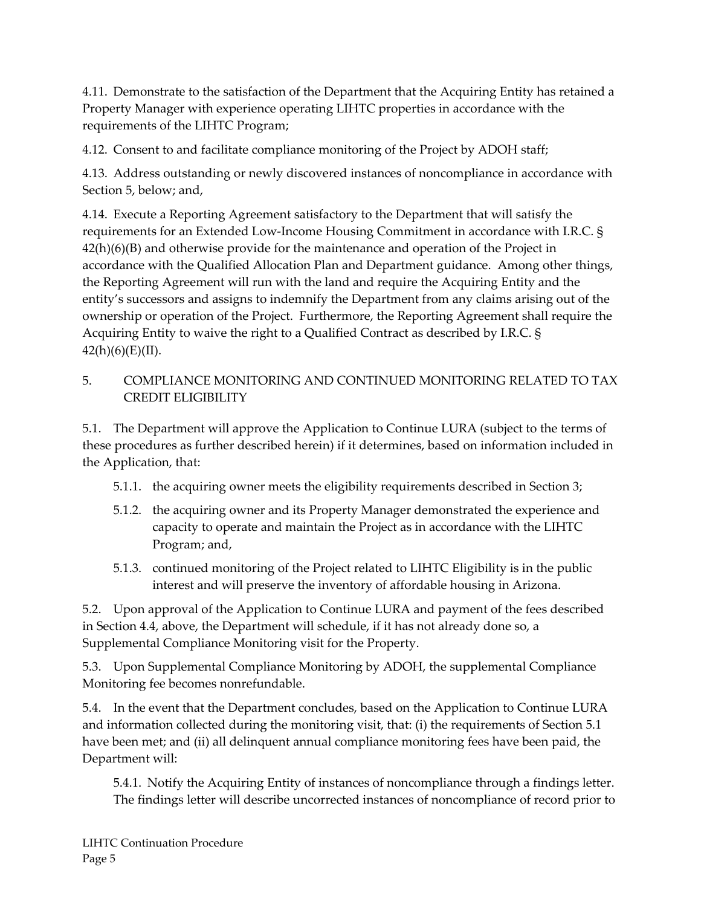4.11. Demonstrate to the satisfaction of the Department that the Acquiring Entity has retained a Property Manager with experience operating LIHTC properties in accordance with the requirements of the LIHTC Program;

4.12. Consent to and facilitate compliance monitoring of the Project by ADOH staff;

4.13. Address outstanding or newly discovered instances of noncompliance in accordance with Section 5, below; and,

4.14. Execute a Reporting Agreement satisfactory to the Department that will satisfy the requirements for an Extended Low-Income Housing Commitment in accordance with I.R.C. § 42(h)(6)(B) and otherwise provide for the maintenance and operation of the Project in accordance with the Qualified Allocation Plan and Department guidance. Among other things, the Reporting Agreement will run with the land and require the Acquiring Entity and the entity's successors and assigns to indemnify the Department from any claims arising out of the ownership or operation of the Project. Furthermore, the Reporting Agreement shall require the Acquiring Entity to waive the right to a Qualified Contract as described by I.R.C. § 42(h)(6)(E)(II).

## 5. COMPLIANCE MONITORING AND CONTINUED MONITORING RELATED TO TAX CREDIT ELIGIBILITY

5.1. The Department will approve the Application to Continue LURA (subject to the terms of these procedures as further described herein) if it determines, based on information included in the Application, that:

- 5.1.1. the acquiring owner meets the eligibility requirements described in Section 3;
- 5.1.2. the acquiring owner and its Property Manager demonstrated the experience and capacity to operate and maintain the Project as in accordance with the LIHTC Program; and,
- 5.1.3. continued monitoring of the Project related to LIHTC Eligibility is in the public interest and will preserve the inventory of affordable housing in Arizona.

5.2. Upon approval of the Application to Continue LURA and payment of the fees described in Section 4.4, above, the Department will schedule, if it has not already done so, a Supplemental Compliance Monitoring visit for the Property.

5.3. Upon Supplemental Compliance Monitoring by ADOH, the supplemental Compliance Monitoring fee becomes nonrefundable.

5.4. In the event that the Department concludes, based on the Application to Continue LURA and information collected during the monitoring visit, that: (i) the requirements of Section 5.1 have been met; and (ii) all delinquent annual compliance monitoring fees have been paid, the Department will:

5.4.1. Notify the Acquiring Entity of instances of noncompliance through a findings letter. The findings letter will describe uncorrected instances of noncompliance of record prior to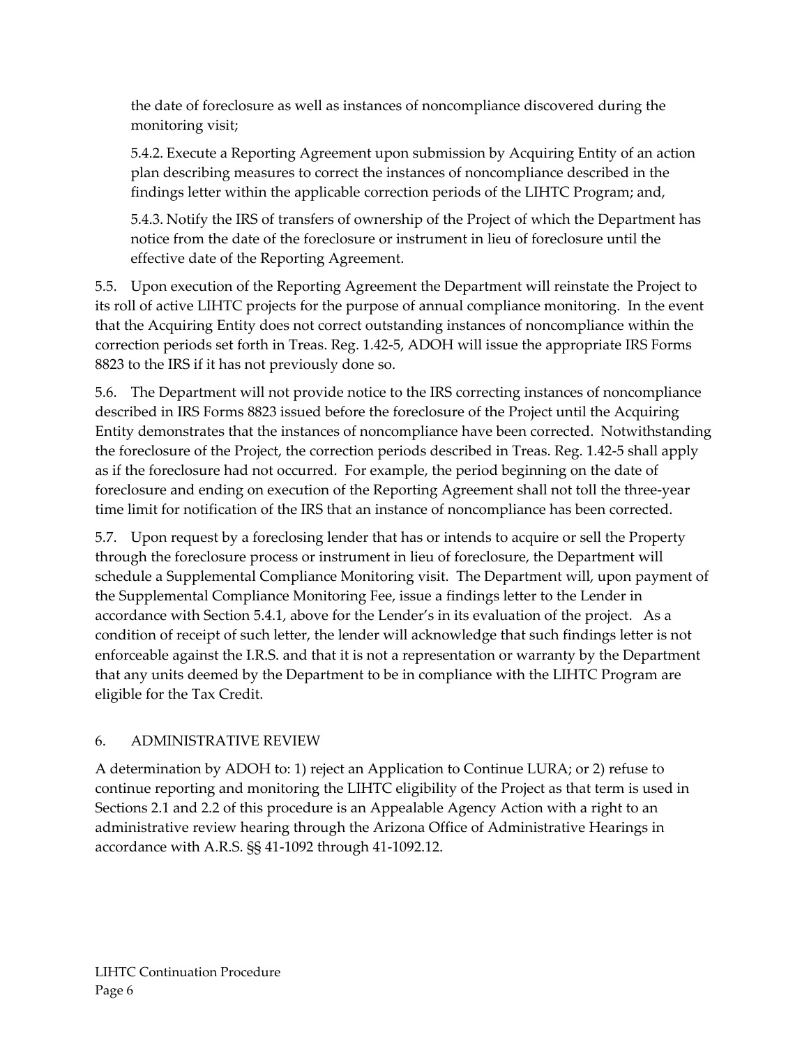the date of foreclosure as well as instances of noncompliance discovered during the monitoring visit;

5.4.2. Execute a Reporting Agreement upon submission by Acquiring Entity of an action plan describing measures to correct the instances of noncompliance described in the findings letter within the applicable correction periods of the LIHTC Program; and,

5.4.3. Notify the IRS of transfers of ownership of the Project of which the Department has notice from the date of the foreclosure or instrument in lieu of foreclosure until the effective date of the Reporting Agreement.

5.5. Upon execution of the Reporting Agreement the Department will reinstate the Project to its roll of active LIHTC projects for the purpose of annual compliance monitoring. In the event that the Acquiring Entity does not correct outstanding instances of noncompliance within the correction periods set forth in Treas. Reg. 1.42-5, ADOH will issue the appropriate IRS Forms 8823 to the IRS if it has not previously done so.

5.6. The Department will not provide notice to the IRS correcting instances of noncompliance described in IRS Forms 8823 issued before the foreclosure of the Project until the Acquiring Entity demonstrates that the instances of noncompliance have been corrected. Notwithstanding the foreclosure of the Project, the correction periods described in Treas. Reg. 1.42-5 shall apply as if the foreclosure had not occurred. For example, the period beginning on the date of foreclosure and ending on execution of the Reporting Agreement shall not toll the three-year time limit for notification of the IRS that an instance of noncompliance has been corrected.

5.7. Upon request by a foreclosing lender that has or intends to acquire or sell the Property through the foreclosure process or instrument in lieu of foreclosure, the Department will schedule a Supplemental Compliance Monitoring visit. The Department will, upon payment of the Supplemental Compliance Monitoring Fee, issue a findings letter to the Lender in accordance with Section 5.4.1, above for the Lender's in its evaluation of the project. As a condition of receipt of such letter, the lender will acknowledge that such findings letter is not enforceable against the I.R.S. and that it is not a representation or warranty by the Department that any units deemed by the Department to be in compliance with the LIHTC Program are eligible for the Tax Credit.

## 6. ADMINISTRATIVE REVIEW

A determination by ADOH to: 1) reject an Application to Continue LURA; or 2) refuse to continue reporting and monitoring the LIHTC eligibility of the Project as that term is used in Sections 2.1 and 2.2 of this procedure is an Appealable Agency Action with a right to an administrative review hearing through the Arizona Office of Administrative Hearings in accordance with A.R.S. §§ 41-1092 through 41-1092.12.